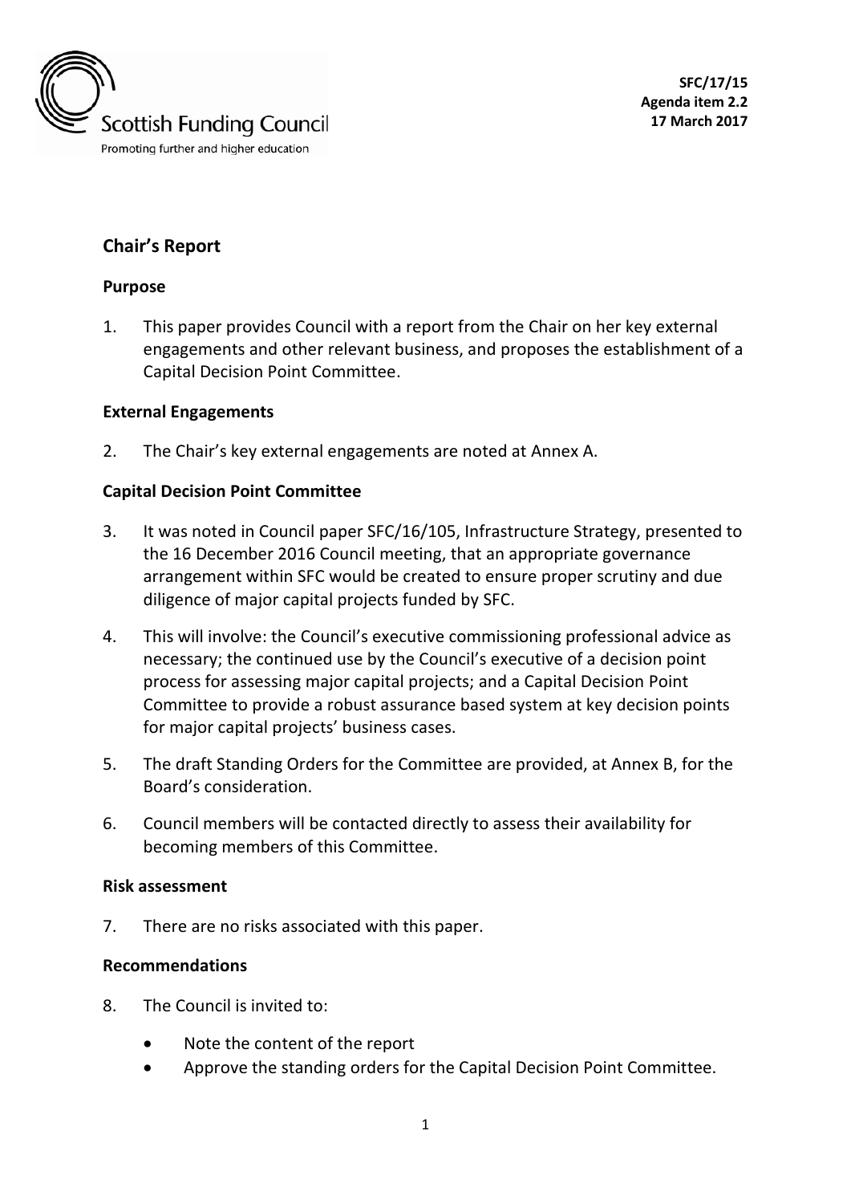Scottish Funding Council
Promoting further and higher education

**SFC/17/15**
**Agenda item 2.2**
**17 March 2017**

## Chair's Report

### Purpose

1. This paper provides Council with a report from the Chair on her key external engagements and other relevant business, and proposes the establishment of a Capital Decision Point Committee.

### External Engagements

2. The Chair's key external engagements are noted at Annex A.

### Capital Decision Point Committee

3. It was noted in Council paper SFC/16/105, Infrastructure Strategy, presented to the 16 December 2016 Council meeting, that an appropriate governance arrangement within SFC would be created to ensure proper scrutiny and due diligence of major capital projects funded by SFC.

4. This will involve: the Council's executive commissioning professional advice as necessary; the continued use by the Council's executive of a decision point process for assessing major capital projects; and a Capital Decision Point Committee to provide a robust assurance based system at key decision points for major capital projects' business cases.

5. The draft Standing Orders for the Committee are provided, at Annex B, for the Board's consideration.

6. Council members will be contacted directly to assess their availability for becoming members of this Committee.

### Risk assessment

7. There are no risks associated with this paper.

### Recommendations

8. The Council is invited to:

   - Note the content of the report
   - Approve the standing orders for the Capital Decision Point Committee.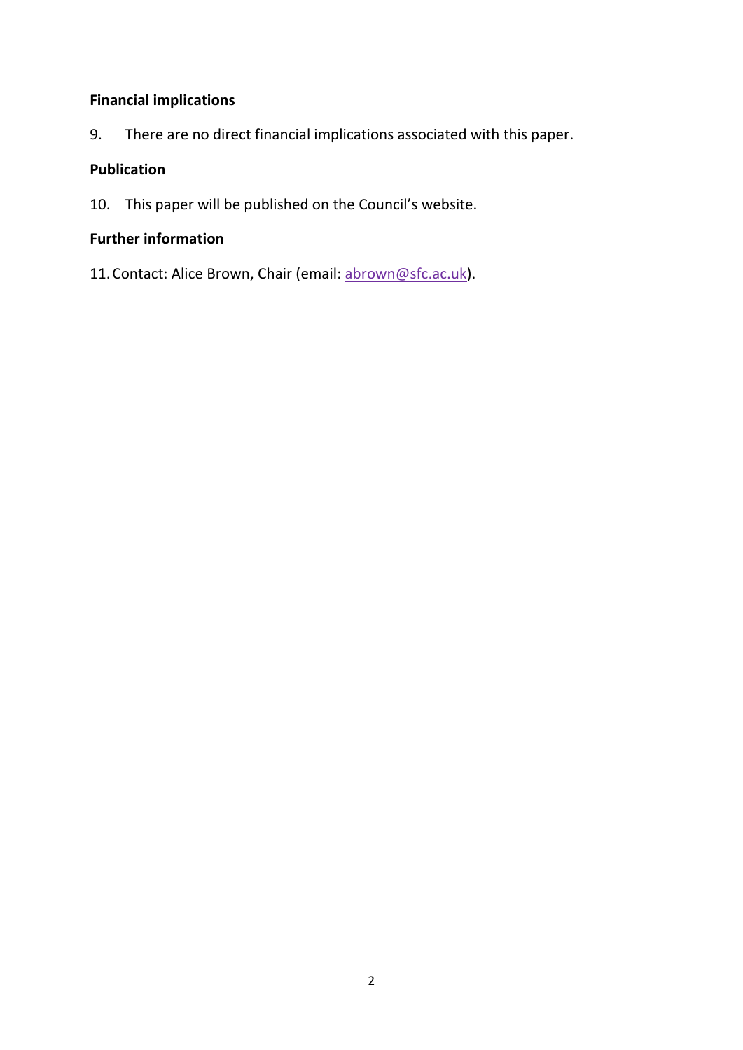**Financial implications**

9. There are no direct financial implications associated with this paper.

**Publication**

10. This paper will be published on the Council's website.

**Further information**

11. Contact: Alice Brown, Chair (email: abrown@sfc.ac.uk).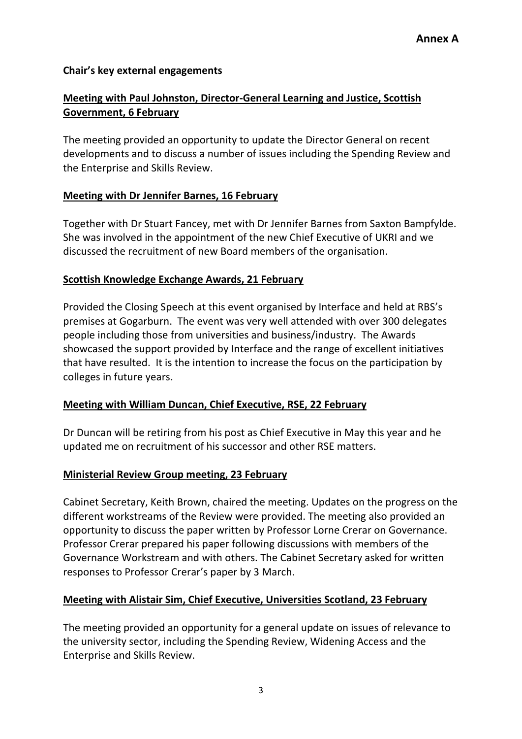**Annex A**

**Chair's key external engagements**

**<u>Meeting with Paul Johnston, Director-General Learning and Justice, Scottish Government, 6 February</u>**

The meeting provided an opportunity to update the Director General on recent developments and to discuss a number of issues including the Spending Review and the Enterprise and Skills Review.

**<u>Meeting with Dr Jennifer Barnes, 16 February</u>**

Together with Dr Stuart Fancey, met with Dr Jennifer Barnes from Saxton Bampfylde. She was involved in the appointment of the new Chief Executive of UKRI and we discussed the recruitment of new Board members of the organisation.

**<u>Scottish Knowledge Exchange Awards, 21 February</u>**

Provided the Closing Speech at this event organised by Interface and held at RBS's premises at Gogarburn. The event was very well attended with over 300 delegates people including those from universities and business/industry. The Awards showcased the support provided by Interface and the range of excellent initiatives that have resulted. It is the intention to increase the focus on the participation by colleges in future years.

**<u>Meeting with William Duncan, Chief Executive, RSE, 22 February</u>**

Dr Duncan will be retiring from his post as Chief Executive in May this year and he updated me on recruitment of his successor and other RSE matters.

**<u>Ministerial Review Group meeting, 23 February</u>**

Cabinet Secretary, Keith Brown, chaired the meeting. Updates on the progress on the different workstreams of the Review were provided. The meeting also provided an opportunity to discuss the paper written by Professor Lorne Crerar on Governance. Professor Crerar prepared his paper following discussions with members of the Governance Workstream and with others. The Cabinet Secretary asked for written responses to Professor Crerar's paper by 3 March.

**<u>Meeting with Alistair Sim, Chief Executive, Universities Scotland, 23 February</u>**

The meeting provided an opportunity for a general update on issues of relevance to the university sector, including the Spending Review, Widening Access and the Enterprise and Skills Review.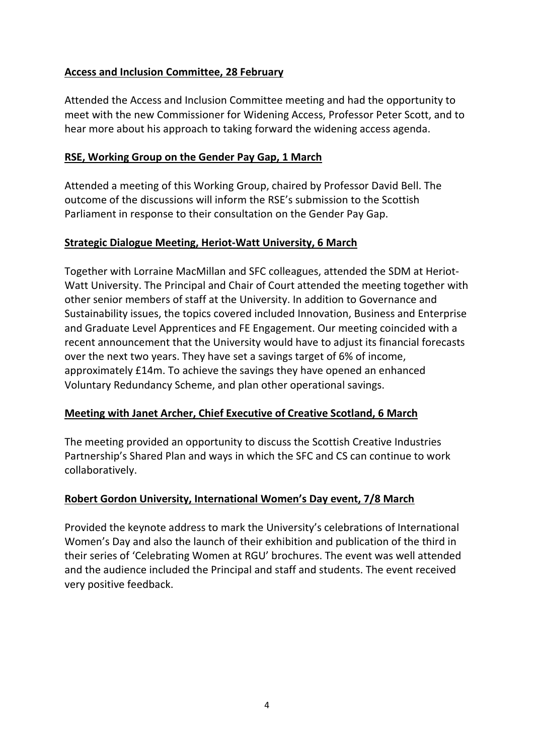**Access and Inclusion Committee, 28 February**

Attended the Access and Inclusion Committee meeting and had the opportunity to meet with the new Commissioner for Widening Access, Professor Peter Scott, and to hear more about his approach to taking forward the widening access agenda.

**RSE, Working Group on the Gender Pay Gap, 1 March**

Attended a meeting of this Working Group, chaired by Professor David Bell. The outcome of the discussions will inform the RSE's submission to the Scottish Parliament in response to their consultation on the Gender Pay Gap.

**Strategic Dialogue Meeting, Heriot-Watt University, 6 March**

Together with Lorraine MacMillan and SFC colleagues, attended the SDM at Heriot-Watt University. The Principal and Chair of Court attended the meeting together with other senior members of staff at the University. In addition to Governance and Sustainability issues, the topics covered included Innovation, Business and Enterprise and Graduate Level Apprentices and FE Engagement. Our meeting coincided with a recent announcement that the University would have to adjust its financial forecasts over the next two years. They have set a savings target of 6% of income, approximately £14m. To achieve the savings they have opened an enhanced Voluntary Redundancy Scheme, and plan other operational savings.

**Meeting with Janet Archer, Chief Executive of Creative Scotland, 6 March**

The meeting provided an opportunity to discuss the Scottish Creative Industries Partnership's Shared Plan and ways in which the SFC and CS can continue to work collaboratively.

**Robert Gordon University, International Women's Day event, 7/8 March**

Provided the keynote address to mark the University's celebrations of International Women's Day and also the launch of their exhibition and publication of the third in their series of 'Celebrating Women at RGU' brochures. The event was well attended and the audience included the Principal and staff and students. The event received very positive feedback.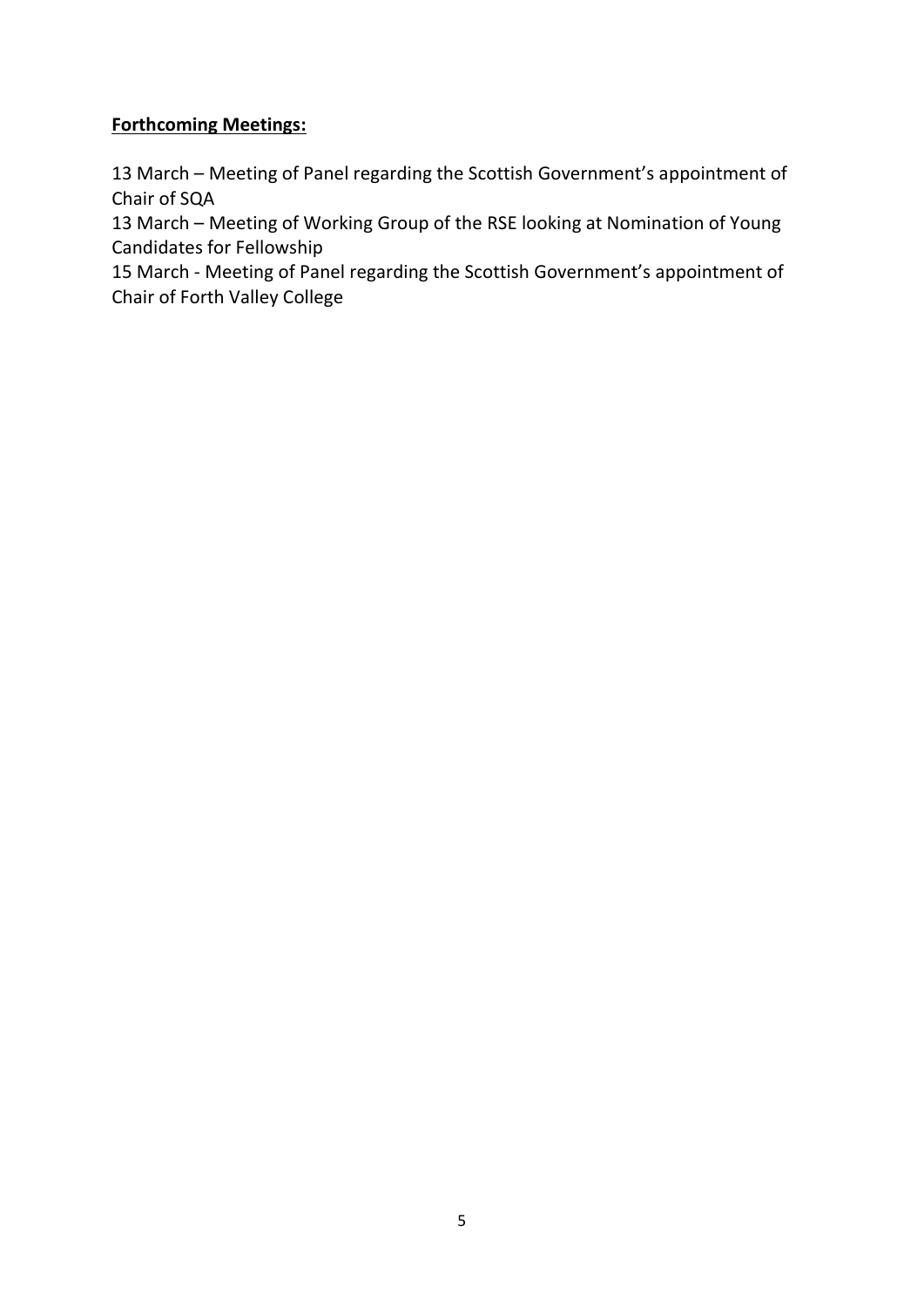**Forthcoming Meetings:**

13 March – Meeting of Panel regarding the Scottish Government's appointment of Chair of SQA
13 March – Meeting of Working Group of the RSE looking at Nomination of Young Candidates for Fellowship
15 March - Meeting of Panel regarding the Scottish Government's appointment of Chair of Forth Valley College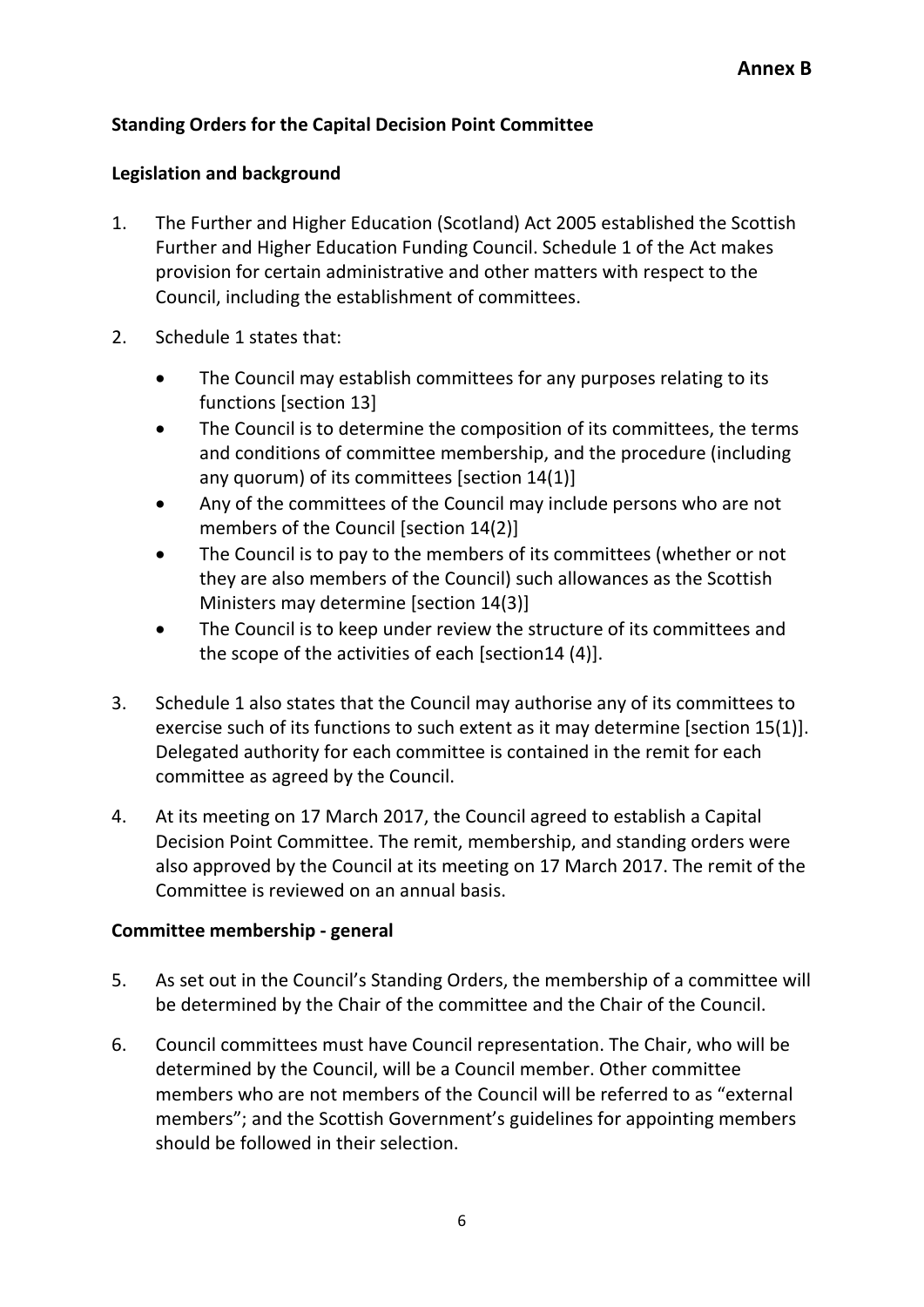**Annex B**

**Standing Orders for the Capital Decision Point Committee**

**Legislation and background**

1. The Further and Higher Education (Scotland) Act 2005 established the Scottish Further and Higher Education Funding Council. Schedule 1 of the Act makes provision for certain administrative and other matters with respect to the Council, including the establishment of committees.

2. Schedule 1 states that:
   - The Council may establish committees for any purposes relating to its functions [section 13]
   - The Council is to determine the composition of its committees, the terms and conditions of committee membership, and the procedure (including any quorum) of its committees [section 14(1)]
   - Any of the committees of the Council may include persons who are not members of the Council [section 14(2)]
   - The Council is to pay to the members of its committees (whether or not they are also members of the Council) such allowances as the Scottish Ministers may determine [section 14(3)]
   - The Council is to keep under review the structure of its committees and the scope of the activities of each [section14 (4)].

3. Schedule 1 also states that the Council may authorise any of its committees to exercise such of its functions to such extent as it may determine [section 15(1)]. Delegated authority for each committee is contained in the remit for each committee as agreed by the Council.

4. At its meeting on 17 March 2017, the Council agreed to establish a Capital Decision Point Committee. The remit, membership, and standing orders were also approved by the Council at its meeting on 17 March 2017. The remit of the Committee is reviewed on an annual basis.

**Committee membership - general**

5. As set out in the Council's Standing Orders, the membership of a committee will be determined by the Chair of the committee and the Chair of the Council.

6. Council committees must have Council representation. The Chair, who will be determined by the Council, will be a Council member. Other committee members who are not members of the Council will be referred to as "external members"; and the Scottish Government's guidelines for appointing members should be followed in their selection.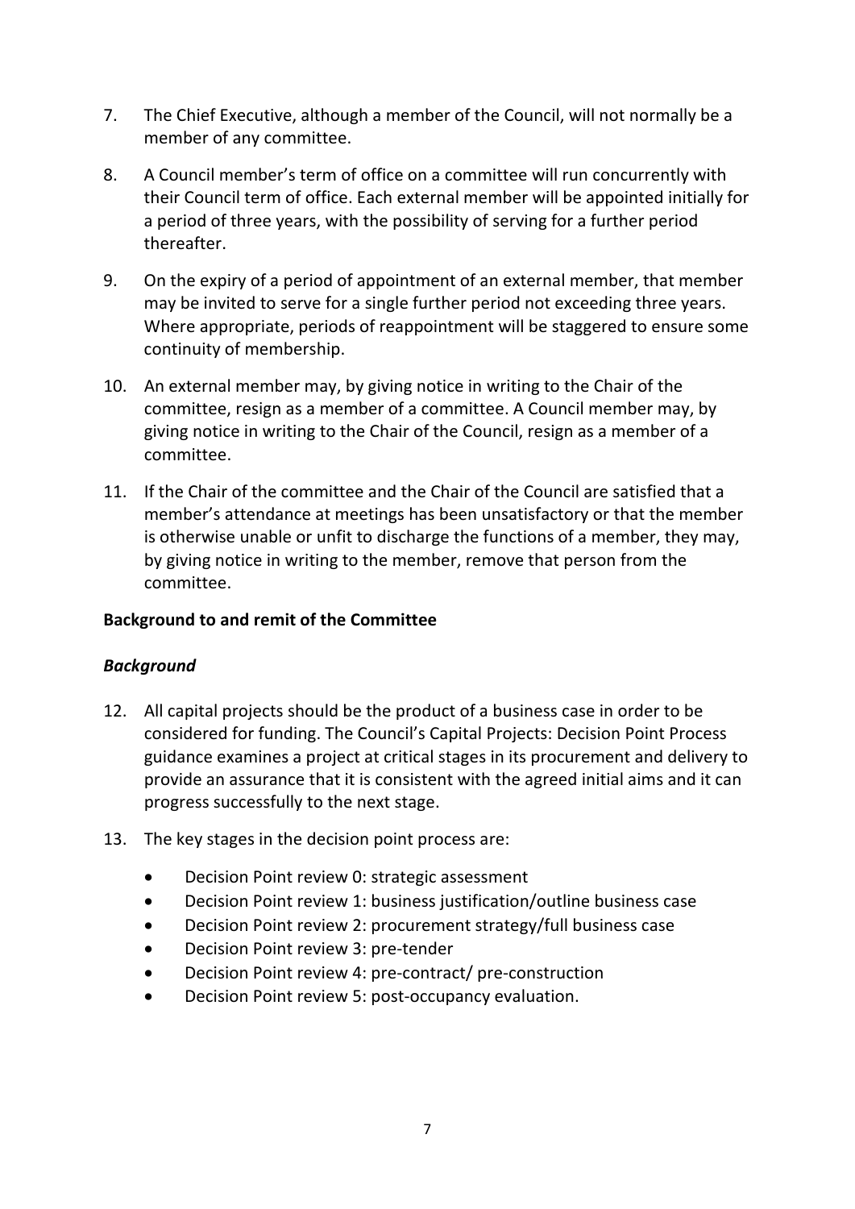7. The Chief Executive, although a member of the Council, will not normally be a member of any committee.

8. A Council member's term of office on a committee will run concurrently with their Council term of office. Each external member will be appointed initially for a period of three years, with the possibility of serving for a further period thereafter.

9. On the expiry of a period of appointment of an external member, that member may be invited to serve for a single further period not exceeding three years. Where appropriate, periods of reappointment will be staggered to ensure some continuity of membership.

10. An external member may, by giving notice in writing to the Chair of the committee, resign as a member of a committee. A Council member may, by giving notice in writing to the Chair of the Council, resign as a member of a committee.

11. If the Chair of the committee and the Chair of the Council are satisfied that a member's attendance at meetings has been unsatisfactory or that the member is otherwise unable or unfit to discharge the functions of a member, they may, by giving notice in writing to the member, remove that person from the committee.

**Background to and remit of the Committee**

***Background***

12. All capital projects should be the product of a business case in order to be considered for funding. The Council's Capital Projects: Decision Point Process guidance examines a project at critical stages in its procurement and delivery to provide an assurance that it is consistent with the agreed initial aims and it can progress successfully to the next stage.

13. The key stages in the decision point process are:

    - Decision Point review 0: strategic assessment
    - Decision Point review 1: business justification/outline business case
    - Decision Point review 2: procurement strategy/full business case
    - Decision Point review 3: pre-tender
    - Decision Point review 4: pre-contract/ pre-construction
    - Decision Point review 5: post-occupancy evaluation.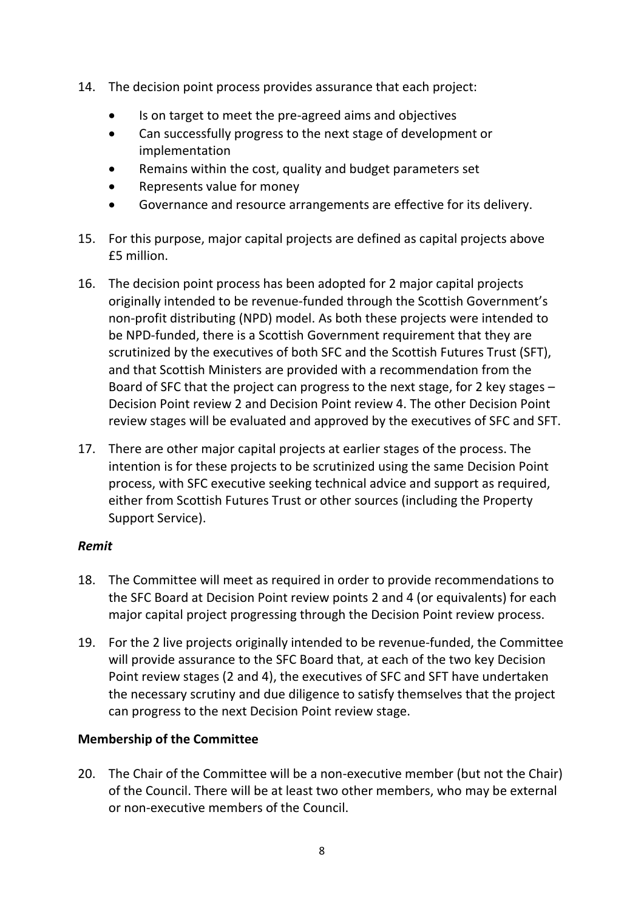14. The decision point process provides assurance that each project:

    - Is on target to meet the pre-agreed aims and objectives
    - Can successfully progress to the next stage of development or implementation
    - Remains within the cost, quality and budget parameters set
    - Represents value for money
    - Governance and resource arrangements are effective for its delivery.

15. For this purpose, major capital projects are defined as capital projects above £5 million.

16. The decision point process has been adopted for 2 major capital projects originally intended to be revenue-funded through the Scottish Government's non-profit distributing (NPD) model. As both these projects were intended to be NPD-funded, there is a Scottish Government requirement that they are scrutinized by the executives of both SFC and the Scottish Futures Trust (SFT), and that Scottish Ministers are provided with a recommendation from the Board of SFC that the project can progress to the next stage, for 2 key stages – Decision Point review 2 and Decision Point review 4. The other Decision Point review stages will be evaluated and approved by the executives of SFC and SFT.

17. There are other major capital projects at earlier stages of the process. The intention is for these projects to be scrutinized using the same Decision Point process, with SFC executive seeking technical advice and support as required, either from Scottish Futures Trust or other sources (including the Property Support Service).

### *Remit*

18. The Committee will meet as required in order to provide recommendations to the SFC Board at Decision Point review points 2 and 4 (or equivalents) for each major capital project progressing through the Decision Point review process.

19. For the 2 live projects originally intended to be revenue-funded, the Committee will provide assurance to the SFC Board that, at each of the two key Decision Point review stages (2 and 4), the executives of SFC and SFT have undertaken the necessary scrutiny and due diligence to satisfy themselves that the project can progress to the next Decision Point review stage.

### **Membership of the Committee**

20. The Chair of the Committee will be a non-executive member (but not the Chair) of the Council. There will be at least two other members, who may be external or non-executive members of the Council.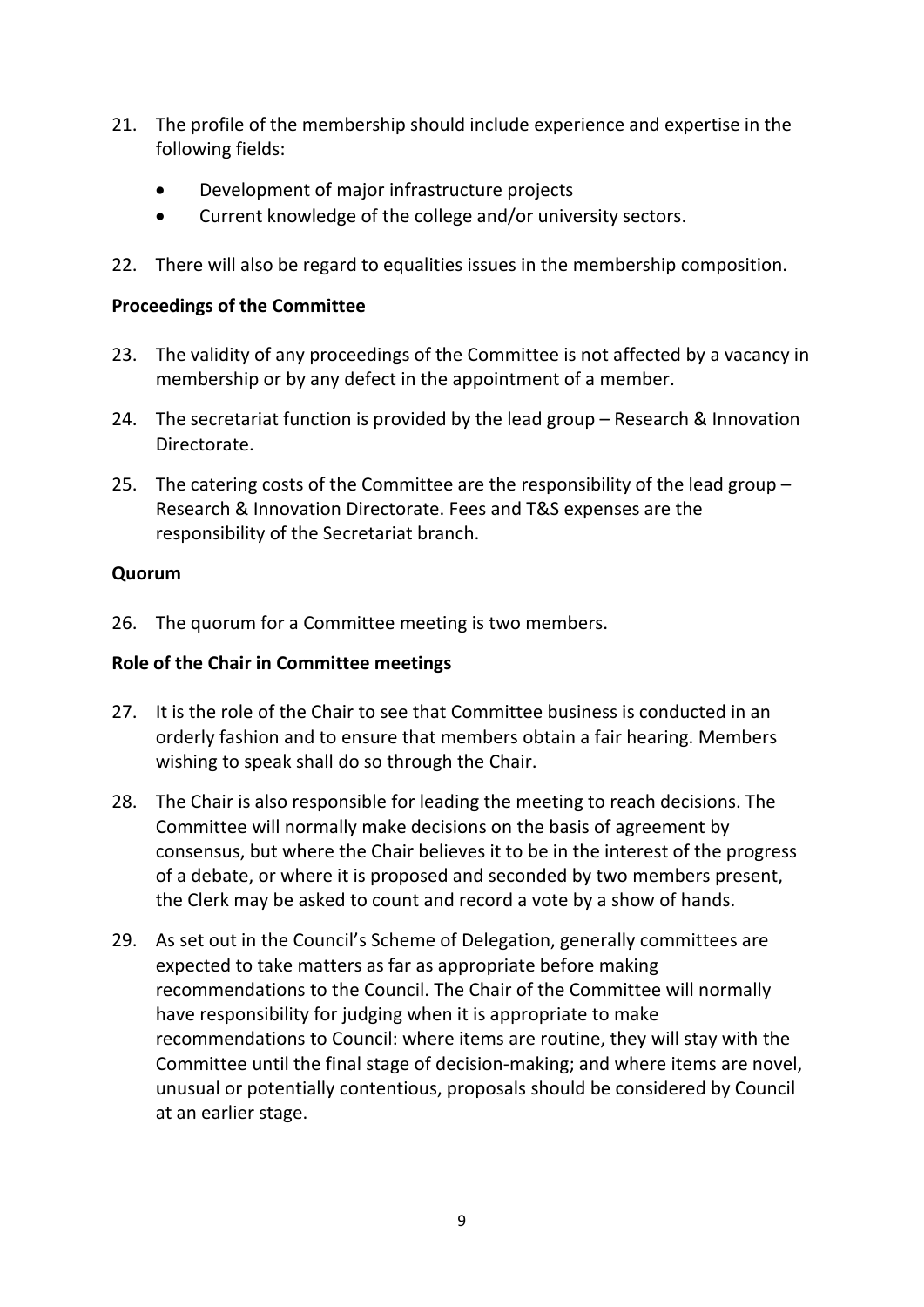21. The profile of the membership should include experience and expertise in the following fields:

    - Development of major infrastructure projects
    - Current knowledge of the college and/or university sectors.

22. There will also be regard to equalities issues in the membership composition.

**Proceedings of the Committee**

23. The validity of any proceedings of the Committee is not affected by a vacancy in membership or by any defect in the appointment of a member.

24. The secretariat function is provided by the lead group – Research & Innovation Directorate.

25. The catering costs of the Committee are the responsibility of the lead group – Research & Innovation Directorate. Fees and T&S expenses are the responsibility of the Secretariat branch.

**Quorum**

26. The quorum for a Committee meeting is two members.

**Role of the Chair in Committee meetings**

27. It is the role of the Chair to see that Committee business is conducted in an orderly fashion and to ensure that members obtain a fair hearing. Members wishing to speak shall do so through the Chair.

28. The Chair is also responsible for leading the meeting to reach decisions. The Committee will normally make decisions on the basis of agreement by consensus, but where the Chair believes it to be in the interest of the progress of a debate, or where it is proposed and seconded by two members present, the Clerk may be asked to count and record a vote by a show of hands.

29. As set out in the Council's Scheme of Delegation, generally committees are expected to take matters as far as appropriate before making recommendations to the Council. The Chair of the Committee will normally have responsibility for judging when it is appropriate to make recommendations to Council: where items are routine, they will stay with the Committee until the final stage of decision-making; and where items are novel, unusual or potentially contentious, proposals should be considered by Council at an earlier stage.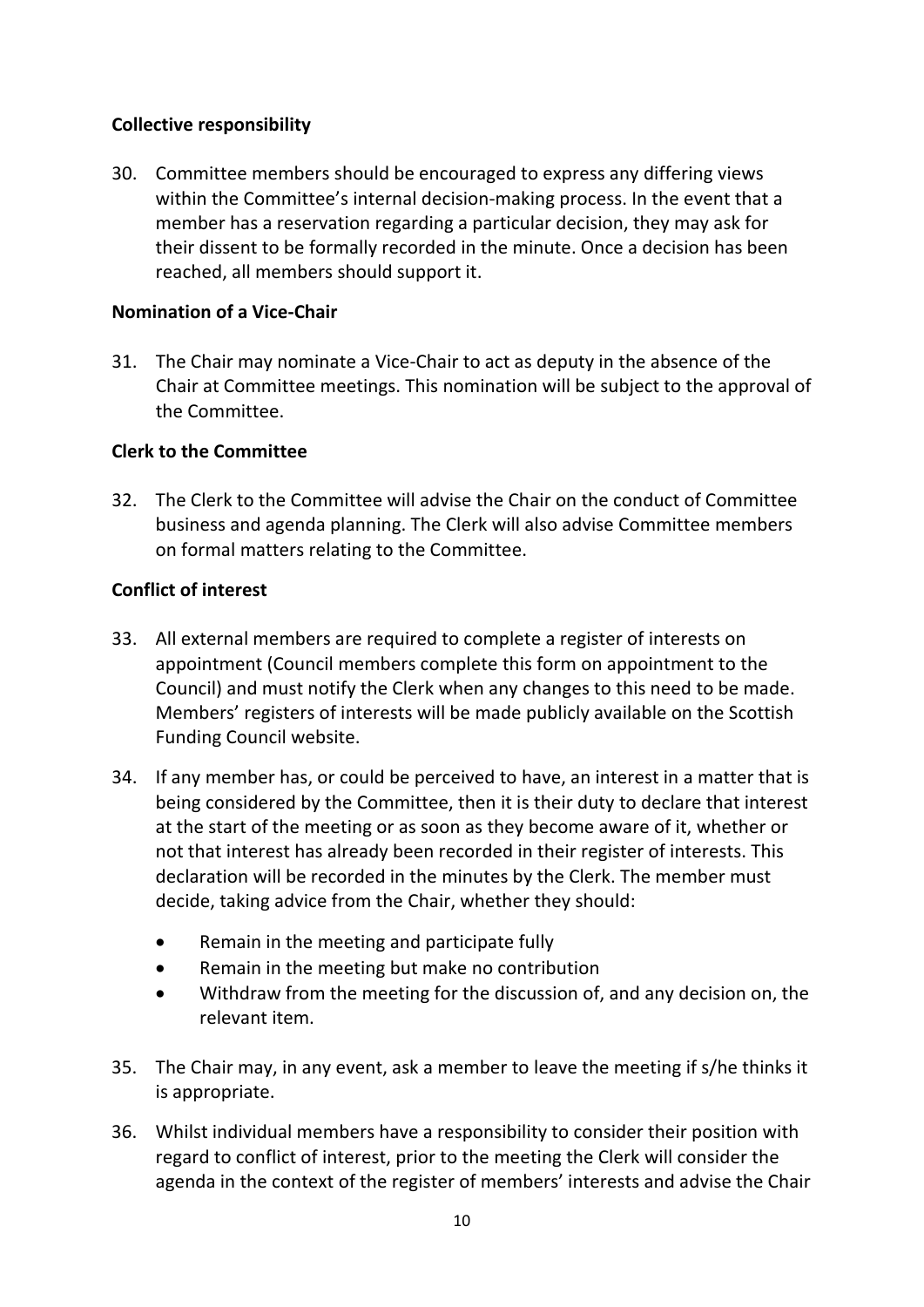**Collective responsibility**

30. Committee members should be encouraged to express any differing views within the Committee's internal decision-making process. In the event that a member has a reservation regarding a particular decision, they may ask for their dissent to be formally recorded in the minute. Once a decision has been reached, all members should support it.

**Nomination of a Vice-Chair**

31. The Chair may nominate a Vice-Chair to act as deputy in the absence of the Chair at Committee meetings. This nomination will be subject to the approval of the Committee.

**Clerk to the Committee**

32. The Clerk to the Committee will advise the Chair on the conduct of Committee business and agenda planning. The Clerk will also advise Committee members on formal matters relating to the Committee.

**Conflict of interest**

33. All external members are required to complete a register of interests on appointment (Council members complete this form on appointment to the Council) and must notify the Clerk when any changes to this need to be made. Members' registers of interests will be made publicly available on the Scottish Funding Council website.

34. If any member has, or could be perceived to have, an interest in a matter that is being considered by the Committee, then it is their duty to declare that interest at the start of the meeting or as soon as they become aware of it, whether or not that interest has already been recorded in their register of interests. This declaration will be recorded in the minutes by the Clerk. The member must decide, taking advice from the Chair, whether they should:

    - Remain in the meeting and participate fully
    - Remain in the meeting but make no contribution
    - Withdraw from the meeting for the discussion of, and any decision on, the relevant item.

35. The Chair may, in any event, ask a member to leave the meeting if s/he thinks it is appropriate.

36. Whilst individual members have a responsibility to consider their position with regard to conflict of interest, prior to the meeting the Clerk will consider the agenda in the context of the register of members' interests and advise the Chair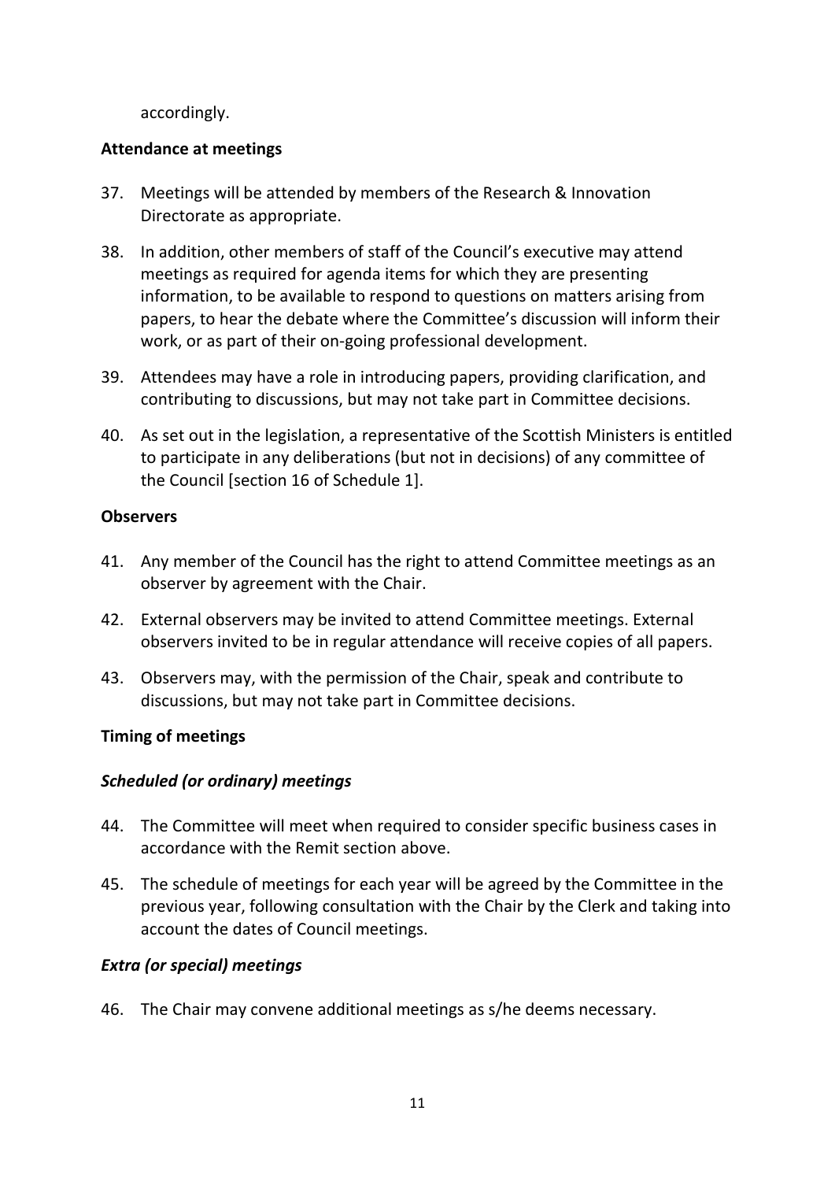accordingly.

**Attendance at meetings**

37. Meetings will be attended by members of the Research & Innovation Directorate as appropriate.

38. In addition, other members of staff of the Council's executive may attend meetings as required for agenda items for which they are presenting information, to be available to respond to questions on matters arising from papers, to hear the debate where the Committee's discussion will inform their work, or as part of their on-going professional development.

39. Attendees may have a role in introducing papers, providing clarification, and contributing to discussions, but may not take part in Committee decisions.

40. As set out in the legislation, a representative of the Scottish Ministers is entitled to participate in any deliberations (but not in decisions) of any committee of the Council [section 16 of Schedule 1].

**Observers**

41. Any member of the Council has the right to attend Committee meetings as an observer by agreement with the Chair.

42. External observers may be invited to attend Committee meetings. External observers invited to be in regular attendance will receive copies of all papers.

43. Observers may, with the permission of the Chair, speak and contribute to discussions, but may not take part in Committee decisions.

**Timing of meetings**

***Scheduled (or ordinary) meetings***

44. The Committee will meet when required to consider specific business cases in accordance with the Remit section above.

45. The schedule of meetings for each year will be agreed by the Committee in the previous year, following consultation with the Chair by the Clerk and taking into account the dates of Council meetings.

***Extra (or special) meetings***

46. The Chair may convene additional meetings as s/he deems necessary.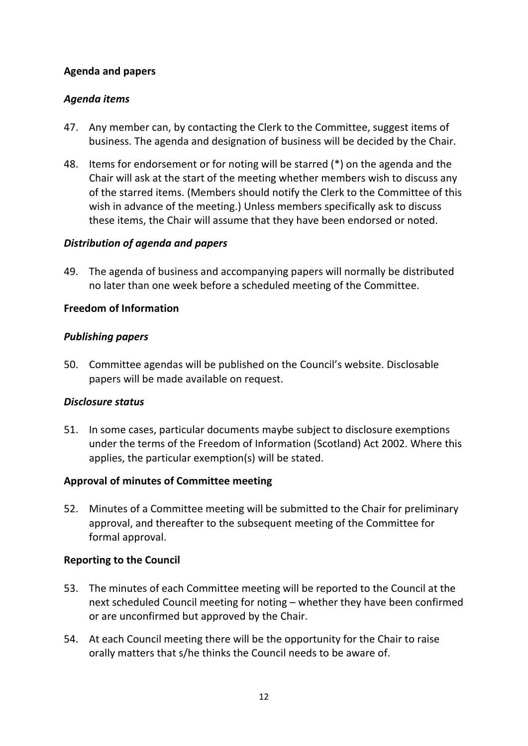**Agenda and papers**

***Agenda items***

47. Any member can, by contacting the Clerk to the Committee, suggest items of business. The agenda and designation of business will be decided by the Chair.

48. Items for endorsement or for noting will be starred (*) on the agenda and the Chair will ask at the start of the meeting whether members wish to discuss any of the starred items. (Members should notify the Clerk to the Committee of this wish in advance of the meeting.) Unless members specifically ask to discuss these items, the Chair will assume that they have been endorsed or noted.

***Distribution of agenda and papers***

49. The agenda of business and accompanying papers will normally be distributed no later than one week before a scheduled meeting of the Committee.

**Freedom of Information**

***Publishing papers***

50. Committee agendas will be published on the Council's website. Disclosable papers will be made available on request.

***Disclosure status***

51. In some cases, particular documents maybe subject to disclosure exemptions under the terms of the Freedom of Information (Scotland) Act 2002. Where this applies, the particular exemption(s) will be stated.

**Approval of minutes of Committee meeting**

52. Minutes of a Committee meeting will be submitted to the Chair for preliminary approval, and thereafter to the subsequent meeting of the Committee for formal approval.

**Reporting to the Council**

53. The minutes of each Committee meeting will be reported to the Council at the next scheduled Council meeting for noting – whether they have been confirmed or are unconfirmed but approved by the Chair.

54. At each Council meeting there will be the opportunity for the Chair to raise orally matters that s/he thinks the Council needs to be aware of.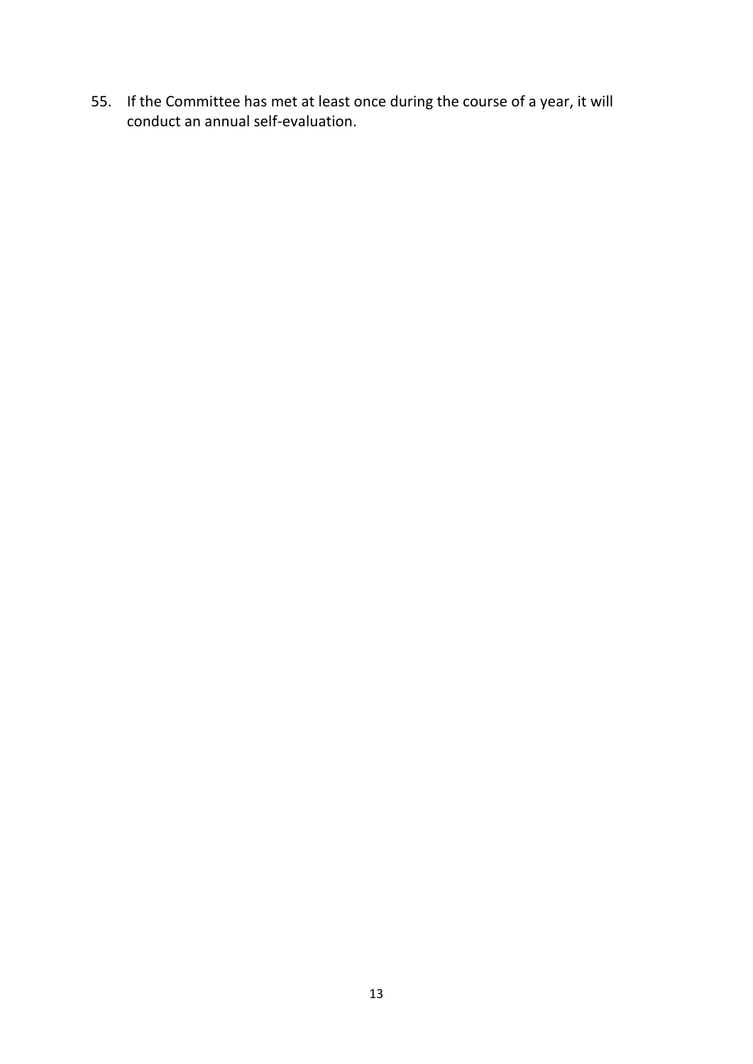55. If the Committee has met at least once during the course of a year, it will conduct an annual self-evaluation.